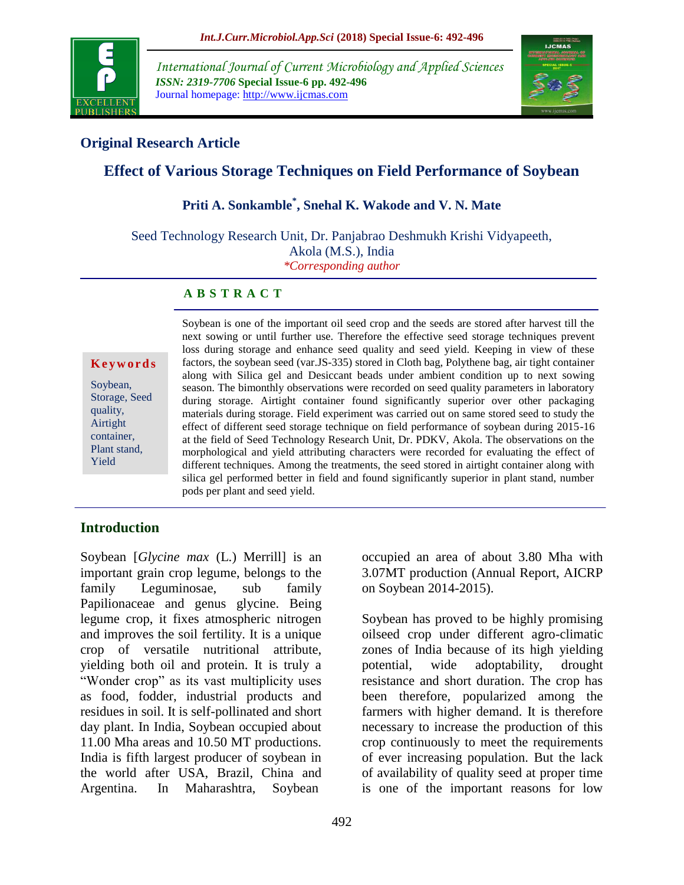## Original Research Article

# Effect of Various Storage Techniques on Field Performance of Soybean

**Priti A. Sonkamble*, Snehal K. Wakode and V. N. Mate**

Seed Technology Research Unit, Dr. Panjabrao Deshmukh Krishi Vidyapeeth, Akola (M.S.), India

*\*Corresponding author*

**A B S T R A C T**

**Keywords**

Soybean, Storage, Seed quality, Airtight container, Plant stand, Yield

Soybean is one of the important oil seed crop and the seeds are stored after harvest till the next sowing or until further use. Therefore the effective seed storage techniques prevent loss during storage and enhance seed quality and seed yield. Keeping in view of these factors, the soybean seed (var.JS-335) stored in Cloth bag, Polythene bag, air tight container along with Silica gel and Desiccant beads under ambient condition up to next sowing season. The bimonthly observations were recorded on seed quality parameters in laboratory during storage. Airtight container found significantly superior over other packaging materials during storage. Field experiment was carried out on same stored seed to study the effect of different seed storage technique on field performance of soybean during 2015-16 at the field of Seed Technology Research Unit, Dr. PDKV, Akola. The observations on the morphological and yield attributing characters were recorded for evaluating the effect of different techniques. Among the treatments, the seed stored in airtight container along with silica gel performed better in field and found significantly superior in plant stand, number pods per plant and seed yield.

## Introduction

Soybean [*Glycine max* (L.) Merrill] is an important grain crop legume, belongs to the family Leguminosae, sub family Papilionaceae and genus glycine. Being legume crop, it fixes atmospheric nitrogen and improves the soil fertility. It is a unique crop of versatile nutritional attribute, yielding both oil and protein. It is truly a "Wonder crop" as its vast multiplicity uses as food, fodder, industrial products and residues in soil. It is self-pollinated and short day plant. In India, Soybean occupied about 11.00 Mha areas and 10.50 MT productions. India is fifth largest producer of soybean in the world after USA, Brazil, China and Argentina. In Maharashtra, Soybean occupied an area of about 3.80 Mha with 3.07MT production (Annual Report, AICRP on Soybean 2014-2015).

Soybean has proved to be highly promising oilseed crop under different agro-climatic zones of India because of its high yielding potential, wide adoptability, drought resistance and short duration. The crop has been therefore, popularized among the farmers with higher demand. It is therefore necessary to increase the production of this crop continuously to meet the requirements of ever increasing population. But the lack of availability of quality seed at proper time is one of the important reasons for low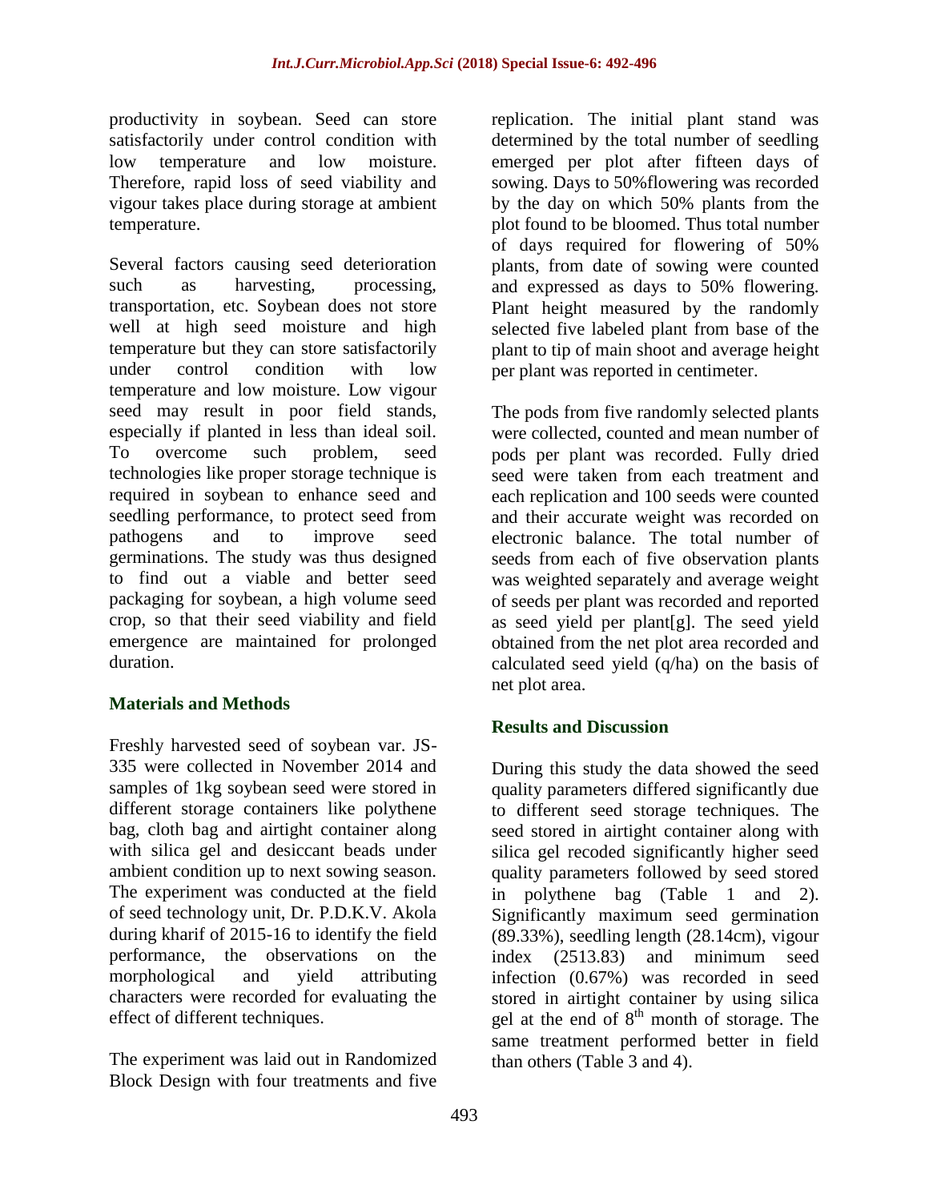productivity in soybean. Seed can store satisfactorily under control condition with low temperature and low moisture. Therefore, rapid loss of seed viability and vigour takes place during storage at ambient temperature.

Several factors causing seed deterioration such as harvesting, processing, transportation, etc. Soybean does not store well at high seed moisture and high temperature but they can store satisfactorily under control condition with low temperature and low moisture. Low vigour seed may result in poor field stands, especially if planted in less than ideal soil. To overcome such problem, seed technologies like proper storage technique is required in soybean to enhance seed and seedling performance, to protect seed from pathogens and to improve seed germinations. The study was thus designed to find out a viable and better seed packaging for soybean, a high volume seed crop, so that their seed viability and field emergence are maintained for prolonged duration.

## Materials and Methods

Freshly harvested seed of soybean var. JS-335 were collected in November 2014 and samples of 1kg soybean seed were stored in different storage containers like polythene bag, cloth bag and airtight container along with silica gel and desiccant beads under ambient condition up to next sowing season. The experiment was conducted at the field of seed technology unit, Dr. P.D.K.V. Akola during kharif of 2015-16 to identify the field performance, the observations on the morphological and yield attributing characters were recorded for evaluating the effect of different techniques.

The experiment was laid out in Randomized Block Design with four treatments and five replication. The initial plant stand was determined by the total number of seedling emerged per plot after fifteen days of sowing. Days to 50%flowering was recorded by the day on which 50% plants from the plot found to be bloomed. Thus total number of days required for flowering of 50% plants, from date of sowing were counted and expressed as days to 50% flowering. Plant height measured by the randomly selected five labeled plant from base of the plant to tip of main shoot and average height per plant was reported in centimeter.

The pods from five randomly selected plants were collected, counted and mean number of pods per plant was recorded. Fully dried seed were taken from each treatment and each replication and 100 seeds were counted and their accurate weight was recorded on electronic balance. The total number of seeds from each of five observation plants was weighted separately and average weight of seeds per plant was recorded and reported as seed yield per plant[g]. The seed yield obtained from the net plot area recorded and calculated seed yield (q/ha) on the basis of net plot area.

## Results and Discussion

During this study the data showed the seed quality parameters differed significantly due to different seed storage techniques. The seed stored in airtight container along with silica gel recoded significantly higher seed quality parameters followed by seed stored in polythene bag (Table 1 and 2). Significantly maximum seed germination (89.33%), seedling length (28.14cm), vigour index (2513.83) and minimum seed infection (0.67%) was recorded in seed stored in airtight container by using silica gel at the end of $8^{th}$ month of storage. The same treatment performed better in field than others (Table 3 and 4).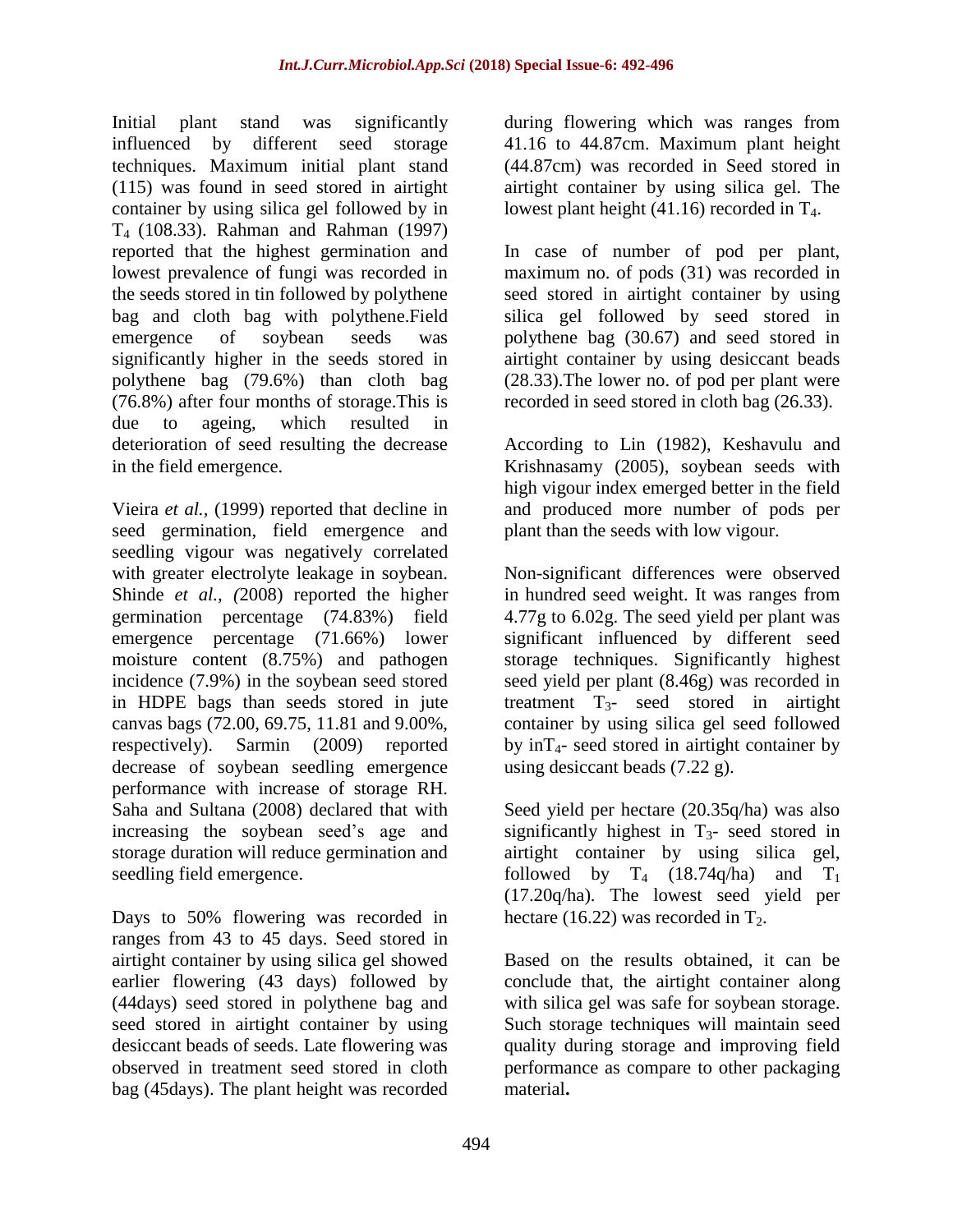Initial plant stand was significantly influenced by different seed storage techniques. Maximum initial plant stand (115) was found in seed stored in airtight container by using silica gel followed by in $T_4$ (108.33). Rahman and Rahman (1997) reported that the highest germination and lowest prevalence of fungi was recorded in the seeds stored in tin followed by polythene bag and cloth bag with polythene.Field emergence of soybean seeds was significantly higher in the seeds stored in polythene bag (79.6%) than cloth bag (76.8%) after four months of storage.This is due to ageing, which resulted in deterioration of seed resulting the decrease in the field emergence.

Vieira *et al.,* (1999) reported that decline in seed germination, field emergence and seedling vigour was negatively correlated with greater electrolyte leakage in soybean. Shinde *et al., (*2008) reported the higher germination percentage (74.83%) field emergence percentage (71.66%) lower moisture content (8.75%) and pathogen incidence (7.9%) in the soybean seed stored in HDPE bags than seeds stored in jute canvas bags (72.00, 69.75, 11.81 and 9.00%, respectively). Sarmin (2009) reported decrease of soybean seedling emergence performance with increase of storage RH. Saha and Sultana (2008) declared that with increasing the soybean seed's age and storage duration will reduce germination and seedling field emergence.

Days to 50% flowering was recorded in ranges from 43 to 45 days. Seed stored in airtight container by using silica gel showed earlier flowering (43 days) followed by (44days) seed stored in polythene bag and seed stored in airtight container by using desiccant beads of seeds. Late flowering was observed in treatment seed stored in cloth bag (45days). The plant height was recorded during flowering which was ranges from 41.16 to 44.87cm. Maximum plant height (44.87cm) was recorded in Seed stored in airtight container by using silica gel. The lowest plant height (41.16) recorded in $T_4$.

In case of number of pod per plant, maximum no. of pods (31) was recorded in seed stored in airtight container by using silica gel followed by seed stored in polythene bag (30.67) and seed stored in airtight container by using desiccant beads (28.33).The lower no. of pod per plant were recorded in seed stored in cloth bag (26.33).

According to Lin (1982), Keshavulu and Krishnasamy (2005), soybean seeds with high vigour index emerged better in the field and produced more number of pods per plant than the seeds with low vigour.

Non-significant differences were observed in hundred seed weight. It was ranges from 4.77g to 6.02g. The seed yield per plant was significant influenced by different seed storage techniques. Significantly highest seed yield per plant (8.46g) was recorded in treatment $T_3$- seed stored in airtight container by using silica gel seed followed by in$T_4$- seed stored in airtight container by using desiccant beads (7.22 g).

Seed yield per hectare (20.35q/ha) was also significantly highest in $T_3$- seed stored in airtight container by using silica gel, followed by $T_4$ (18.74q/ha) and $T_1$ (17.20q/ha). The lowest seed yield per hectare (16.22) was recorded in $T_2$.

Based on the results obtained, it can be conclude that, the airtight container along with silica gel was safe for soybean storage. Such storage techniques will maintain seed quality during storage and improving field performance as compare to other packaging material**.**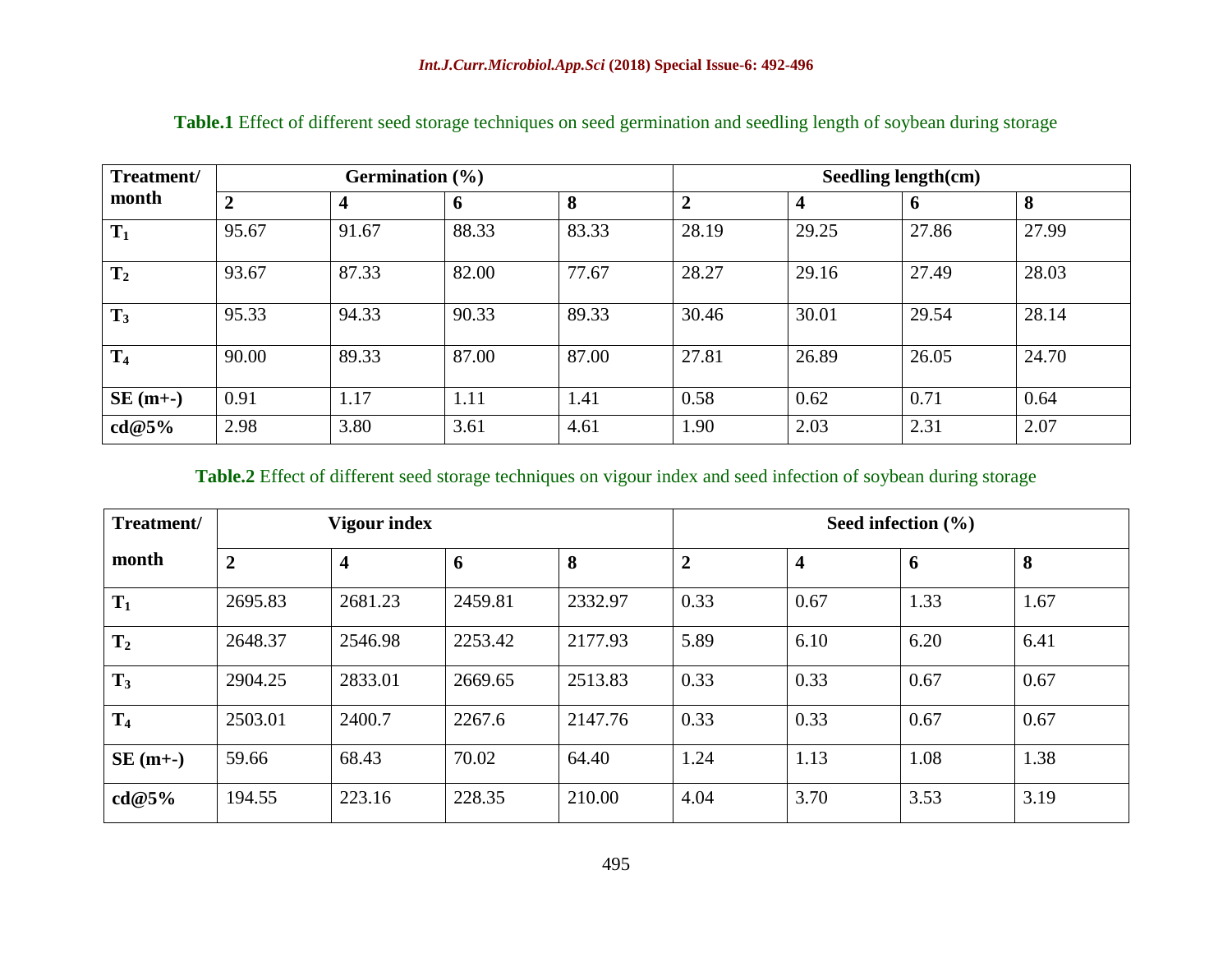**Table.1** Effect of different seed storage techniques on seed germination and seedling length of soybean during storage

| Treatment/ month | Germination (%) | | | | Seedling length(cm) | | | |
|---|---|---|---|---|---|---|---|---|
| | **2** | **4** | **6** | **8** | **2** | **4** | **6** | **8** |
| $T_1$ | 95.67 | 91.67 | 88.33 | 83.33 | 28.19 | 29.25 | 27.86 | 27.99 |
| $T_2$ | 93.67 | 87.33 | 82.00 | 77.67 | 28.27 | 29.16 | 27.49 | 28.03 |
| $T_3$ | 95.33 | 94.33 | 90.33 | 89.33 | 30.46 | 30.01 | 29.54 | 28.14 |
| $T_4$ | 90.00 | 89.33 | 87.00 | 87.00 | 27.81 | 26.89 | 26.05 | 24.70 |
| **SE (m+-)** | 0.91 | 1.17 | 1.11 | 1.41 | 0.58 | 0.62 | 0.71 | 0.64 |
| **cd@5%** | 2.98 | 3.80 | 3.61 | 4.61 | 1.90 | 2.03 | 2.31 | 2.07 |

**Table.2** Effect of different seed storage techniques on vigour index and seed infection of soybean during storage

| Treatment/ month | Vigour index | | | | Seed infection (%) | | | |
|---|---|---|---|---|---|---|---|---|
| | **2** | **4** | **6** | **8** | **2** | **4** | **6** | **8** |
| $T_1$ | 2695.83 | 2681.23 | 2459.81 | 2332.97 | 0.33 | 0.67 | 1.33 | 1.67 |
| $T_2$ | 2648.37 | 2546.98 | 2253.42 | 2177.93 | 5.89 | 6.10 | 6.20 | 6.41 |
| $T_3$ | 2904.25 | 2833.01 | 2669.65 | 2513.83 | 0.33 | 0.33 | 0.67 | 0.67 |
| $T_4$ | 2503.01 | 2400.7 | 2267.6 | 2147.76 | 0.33 | 0.33 | 0.67 | 0.67 |
| **SE (m+-)** | 59.66 | 68.43 | 70.02 | 64.40 | 1.24 | 1.13 | 1.08 | 1.38 |
| **cd@5%** | 194.55 | 223.16 | 228.35 | 210.00 | 4.04 | 3.70 | 3.53 | 3.19 |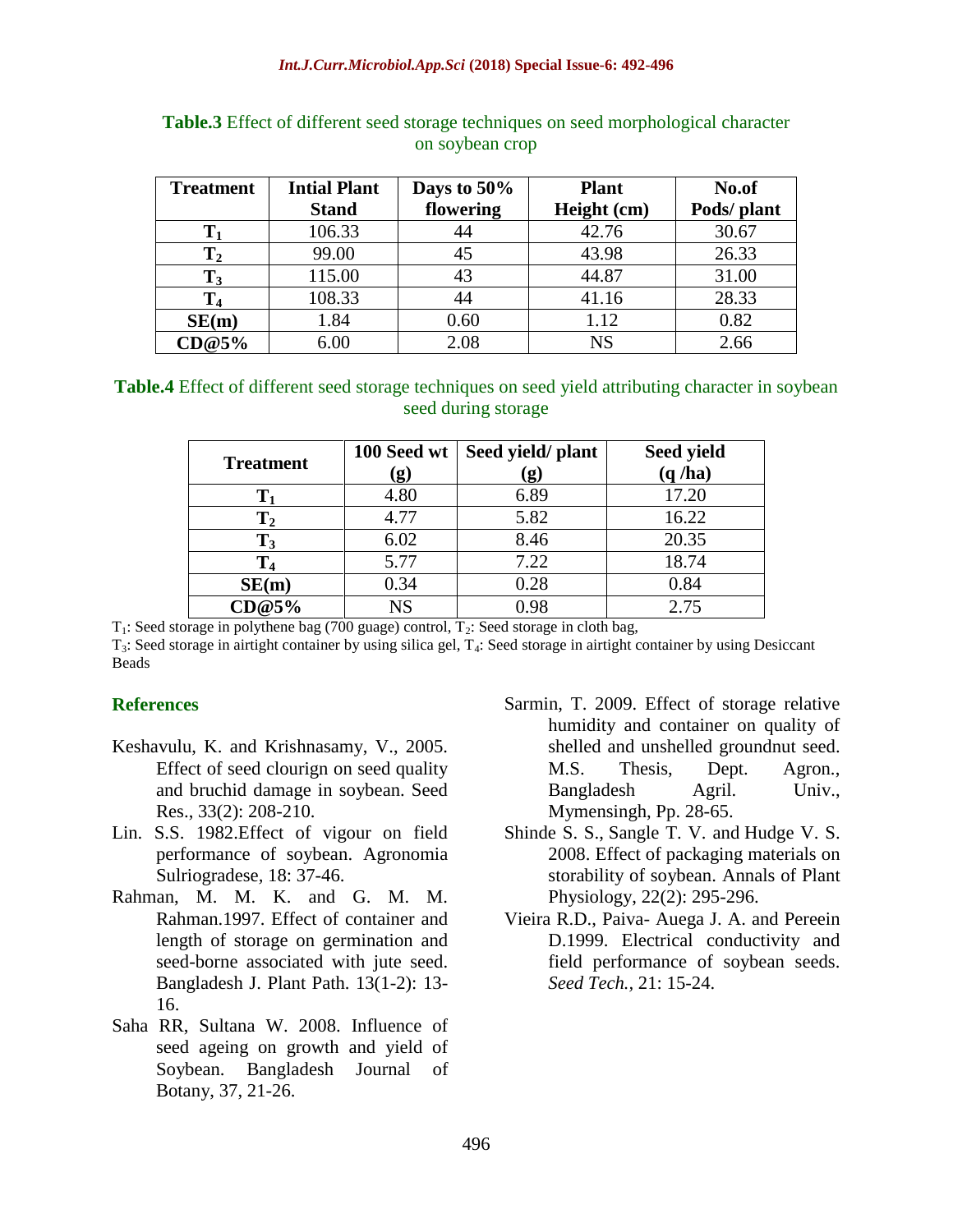**Table.3** Effect of different seed storage techniques on seed morphological character on soybean crop

| Treatment | Intial Plant Stand | Days to 50% flowering | Plant Height (cm) | No.of Pods/ plant |
|---|---|---|---|---|
| $T_1$ | 106.33 | 44 | 42.76 | 30.67 |
| $T_2$ | 99.00 | 45 | 43.98 | 26.33 |
| $T_3$ | 115.00 | 43 | 44.87 | 31.00 |
| $T_4$ | 108.33 | 44 | 41.16 | 28.33 |
| SE(m) | 1.84 | 0.60 | 1.12 | 0.82 |
| CD@5% | 6.00 | 2.08 | NS | 2.66 |

**Table.4** Effect of different seed storage techniques on seed yield attributing character in soybean seed during storage

| Treatment | 100 Seed wt (g) | Seed yield/ plant (g) | Seed yield (q /ha) |
|---|---|---|---|
| $T_1$ | 4.80 | 6.89 | 17.20 |
| $T_2$ | 4.77 | 5.82 | 16.22 |
| $T_3$ | 6.02 | 8.46 | 20.35 |
| $T_4$ | 5.77 | 7.22 | 18.74 |
| SE(m) | 0.34 | 0.28 | 0.84 |
| CD@5% | NS | 0.98 | 2.75 |

$T_1$: Seed storage in polythene bag (700 guage) control, $T_2$: Seed storage in cloth bag,
$T_3$: Seed storage in airtight container by using silica gel, $T_4$: Seed storage in airtight container by using Desiccant Beads

## References

Keshavulu, K. and Krishnasamy, V., 2005. Effect of seed clourign on seed quality and bruchid damage in soybean. Seed Res., 33(2): 208-210.

Lin. S.S. 1982.Effect of vigour on field performance of soybean. Agronomia Sulriogradese, 18: 37-46.

Rahman, M. M. K. and G. M. M. Rahman.1997. Effect of container and length of storage on germination and seed-borne associated with jute seed. Bangladesh J. Plant Path. 13(1-2): 13-16.

Saha RR, Sultana W. 2008. Influence of seed ageing on growth and yield of Soybean. Bangladesh Journal of Botany, 37, 21-26.

Sarmin, T. 2009. Effect of storage relative humidity and container on quality of shelled and unshelled groundnut seed. M.S. Thesis, Dept. Agron., Bangladesh Agril. Univ., Mymensingh, Pp. 28-65.

Shinde S. S., Sangle T. V. and Hudge V. S. 2008. Effect of packaging materials on storability of soybean. Annals of Plant Physiology, 22(2): 295-296.

Vieira R.D., Paiva- Auega J. A. and Pereein D.1999. Electrical conductivity and field performance of soybean seeds. *Seed Tech.*, 21: 15-24.